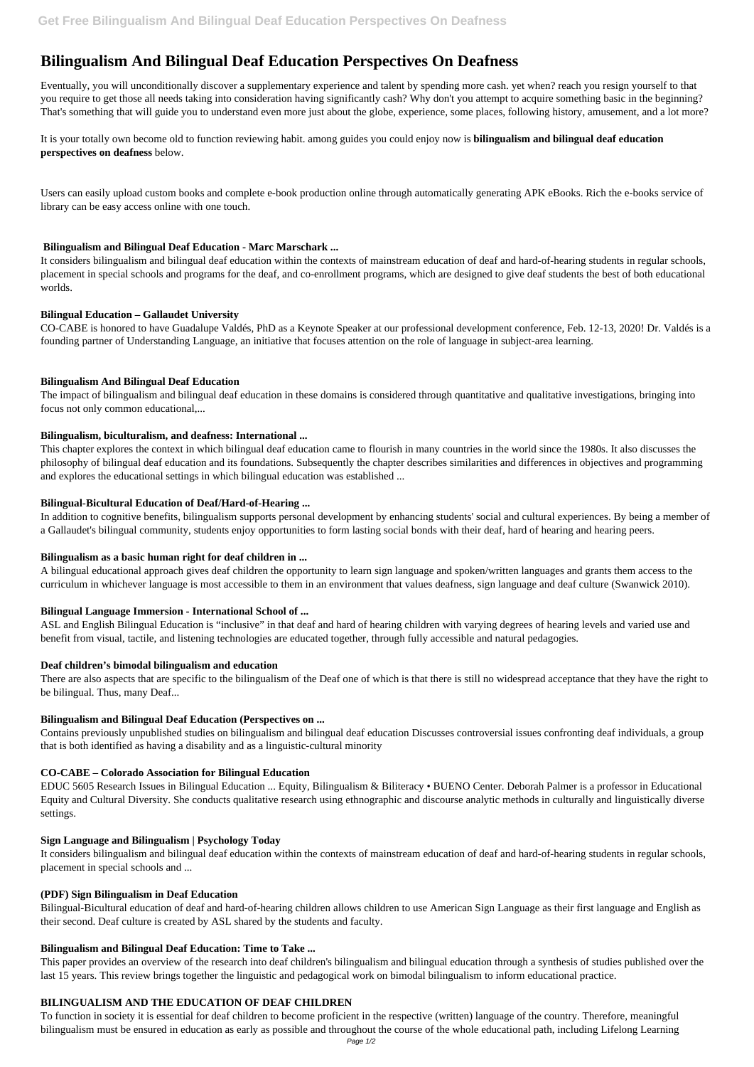# Bilingualism And Bilingual Deaf Education Perspectives On Deafness

Eventually, you will unconditionally discover a supplementary experience and talent by spending more cash. yet when? reach you resign yourself to that you require to get those all needs taking into consideration having significantly cash? Why don't you attempt to acquire something basic in the beginning? That's something that will guide you to understand even more just about the globe, experience, some places, following history, amusement, and a lot more?

It is your totally own become old to function reviewing habit. among guides you could enjoy now is **bilingualism and bilingual deaf education perspectives on deafness** below.

Users can easily upload custom books and complete e-book production online through automatically generating APK eBooks. Rich the e-books service of library can be easy access online with one touch.

### Bilingualism and Bilingual Deaf Education - Marc Marschark ...

It considers bilingualism and bilingual deaf education within the contexts of mainstream education of deaf and hard-of-hearing students in regular schools, placement in special schools and programs for the deaf, and co-enrollment programs, which are designed to give deaf students the best of both educational worlds.

### Bilingual Education – Gallaudet University

CO-CABE is honored to have Guadalupe Valdés, PhD as a Keynote Speaker at our professional development conference, Feb. 12-13, 2020! Dr. Valdés is a founding partner of Understanding Language, an initiative that focuses attention on the role of language in subject-area learning.

### Bilingualism And Bilingual Deaf Education

The impact of bilingualism and bilingual deaf education in these domains is considered through quantitative and qualitative investigations, bringing into focus not only common educational,...

### Bilingualism, biculturalism, and deafness: International ...

This chapter explores the context in which bilingual deaf education came to flourish in many countries in the world since the 1980s. It also discusses the philosophy of bilingual deaf education and its foundations. Subsequently the chapter describes similarities and differences in objectives and programming and explores the educational settings in which bilingual education was established ...

### Bilingual-Bicultural Education of Deaf/Hard-of-Hearing ...

In addition to cognitive benefits, bilingualism supports personal development by enhancing students' social and cultural experiences. By being a member of a Gallaudet's bilingual community, students enjoy opportunities to form lasting social bonds with their deaf, hard of hearing and hearing peers.

### Bilingualism as a basic human right for deaf children in ...

A bilingual educational approach gives deaf children the opportunity to learn sign language and spoken/written languages and grants them access to the curriculum in whichever language is most accessible to them in an environment that values deafness, sign language and deaf culture (Swanwick 2010).

### Bilingual Language Immersion - International School of ...

ASL and English Bilingual Education is "inclusive" in that deaf and hard of hearing children with varying degrees of hearing levels and varied use and benefit from visual, tactile, and listening technologies are educated together, through fully accessible and natural pedagogies.

### Deaf children's bimodal bilingualism and education

There are also aspects that are specific to the bilingualism of the Deaf one of which is that there is still no widespread acceptance that they have the right to be bilingual. Thus, many Deaf...

### Bilingualism and Bilingual Deaf Education (Perspectives on ...

Contains previously unpublished studies on bilingualism and bilingual deaf education Discusses controversial issues confronting deaf individuals, a group that is both identified as having a disability and as a linguistic-cultural minority

### CO-CABE – Colorado Association for Bilingual Education

EDUC 5605 Research Issues in Bilingual Education ... Equity, Bilingualism & Biliteracy • BUENO Center. Deborah Palmer is a professor in Educational Equity and Cultural Diversity. She conducts qualitative research using ethnographic and discourse analytic methods in culturally and linguistically diverse settings.

### Sign Language and Bilingualism | Psychology Today

It considers bilingualism and bilingual deaf education within the contexts of mainstream education of deaf and hard-of-hearing students in regular schools, placement in special schools and ...

### (PDF) Sign Bilingualism in Deaf Education

Bilingual-Bicultural education of deaf and hard-of-hearing children allows children to use American Sign Language as their first language and English as their second. Deaf culture is created by ASL shared by the students and faculty.

### Bilingualism and Bilingual Deaf Education: Time to Take ...

This paper provides an overview of the research into deaf children's bilingualism and bilingual education through a synthesis of studies published over the last 15 years. This review brings together the linguistic and pedagogical work on bimodal bilingualism to inform educational practice.

### BILINGUALISM AND THE EDUCATION OF DEAF CHILDREN

To function in society it is essential for deaf children to become proficient in the respective (written) language of the country. Therefore, meaningful bilingualism must be ensured in education as early as possible and throughout the course of the whole educational path, including Lifelong Learning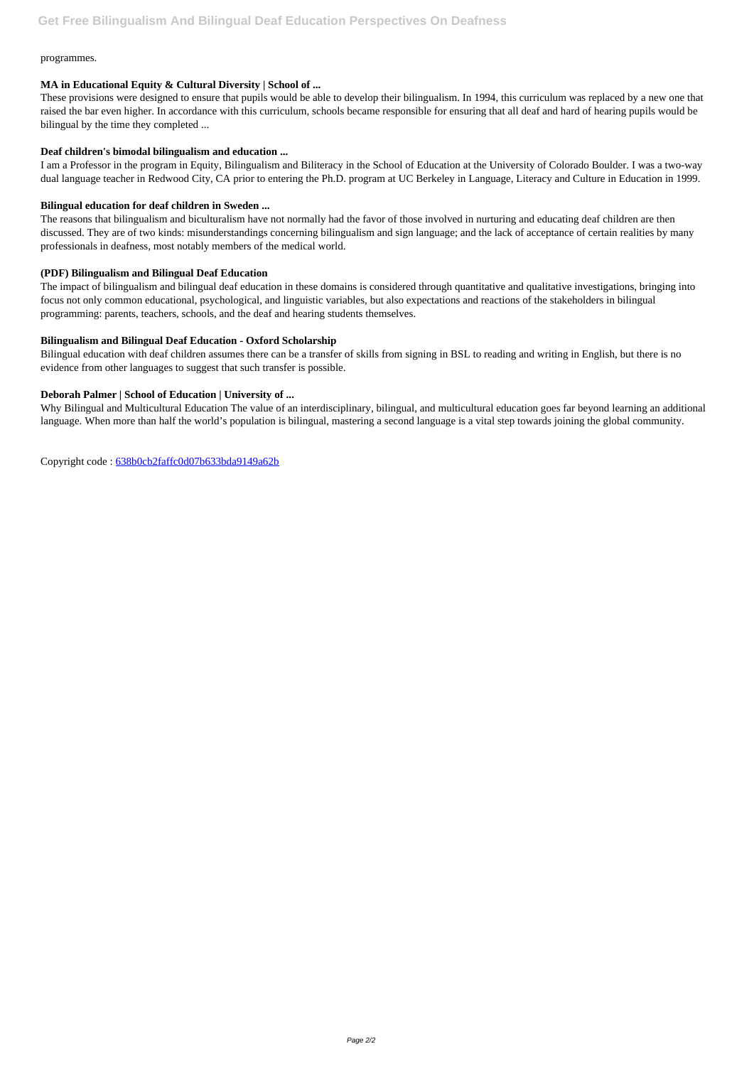programmes.

**MA in Educational Equity & Cultural Diversity | School of ...**

These provisions were designed to ensure that pupils would be able to develop their bilingualism. In 1994, this curriculum was replaced by a new one that raised the bar even higher. In accordance with this curriculum, schools became responsible for ensuring that all deaf and hard of hearing pupils would be bilingual by the time they completed ...

**Deaf children's bimodal bilingualism and education ...**

I am a Professor in the program in Equity, Bilingualism and Biliteracy in the School of Education at the University of Colorado Boulder. I was a two-way dual language teacher in Redwood City, CA prior to entering the Ph.D. program at UC Berkeley in Language, Literacy and Culture in Education in 1999.

**Bilingual education for deaf children in Sweden ...**

The reasons that bilingualism and biculturalism have not normally had the favor of those involved in nurturing and educating deaf children are then discussed. They are of two kinds: misunderstandings concerning bilingualism and sign language; and the lack of acceptance of certain realities by many professionals in deafness, most notably members of the medical world.

**(PDF) Bilingualism and Bilingual Deaf Education**

The impact of bilingualism and bilingual deaf education in these domains is considered through quantitative and qualitative investigations, bringing into focus not only common educational, psychological, and linguistic variables, but also expectations and reactions of the stakeholders in bilingual programming: parents, teachers, schools, and the deaf and hearing students themselves.

**Bilingualism and Bilingual Deaf Education - Oxford Scholarship**

Bilingual education with deaf children assumes there can be a transfer of skills from signing in BSL to reading and writing in English, but there is no evidence from other languages to suggest that such transfer is possible.

**Deborah Palmer | School of Education | University of ...**

Why Bilingual and Multicultural Education The value of an interdisciplinary, bilingual, and multicultural education goes far beyond learning an additional language. When more than half the world's population is bilingual, mastering a second language is a vital step towards joining the global community.

Copyright code : 638b0cb2faffc0d07b633bda9149a62b